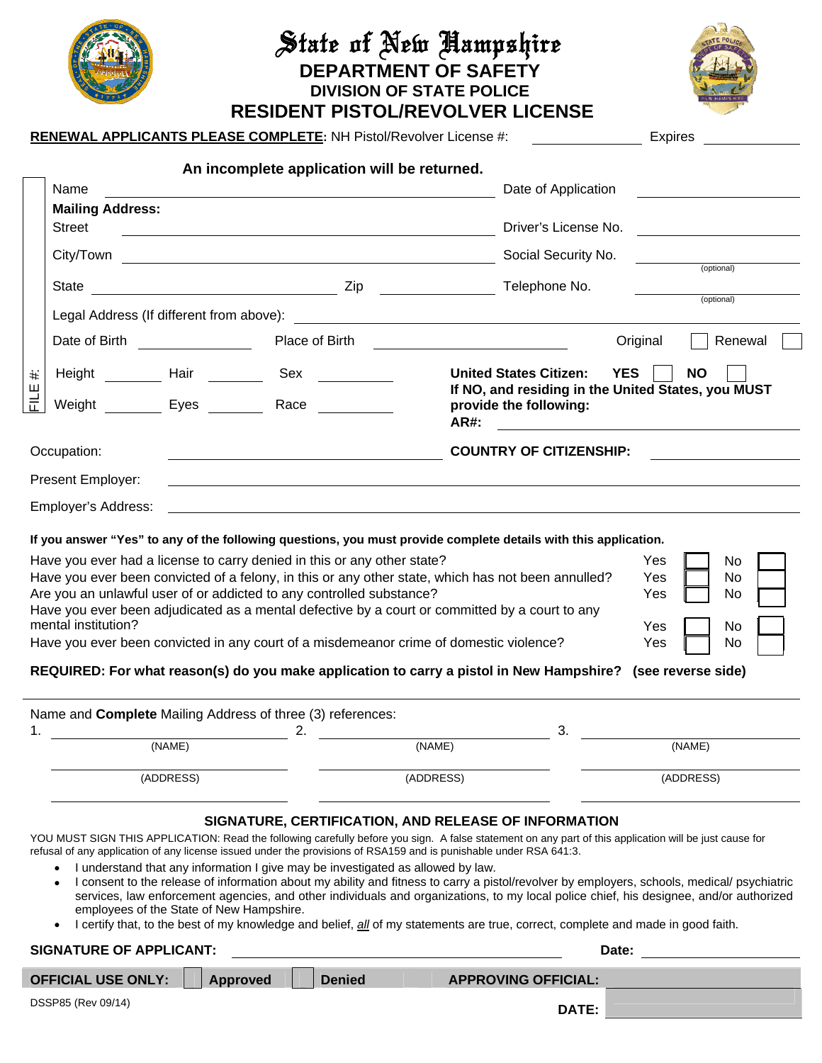# State of New Hampshire

## DEPARTMENT OF SAFETY

### DIVISION OF STATE POLICE

## RESIDENT PISTOL/REVOLVER LICENSE

**RENEWAL APPLICANTS PLEASE COMPLETE**: NH Pistol/Revolver License #: ____________ Expires ____________

**An incomplete application will be returned.**

Name ______________________________ Date of Application ____________

**Mailing Address:**

Street ______________________________ Driver's License No. ____________

City/Town ______________________________ Social Security No. ____________ (optional)

State ____________ Zip ____________ Telephone No. ____________ (optional)

Legal Address (If different from above): ______________________________

Date of Birth ____________ Place of Birth ____________ Original ☐ Renewal ☐

FILE #:

Height ______ Hair ______ Sex ______

Weight ______ Eyes ______ Race ______

**United States Citizen: YES ☐ NO ☐**

**If NO, and residing in the United States, you MUST provide the following:**

**AR#:** ____________

Occupation: ____________ **COUNTRY OF CITIZENSHIP:** ____________

Present Employer: ______________________________

Employer's Address: ______________________________

**If you answer "Yes" to any of the following questions, you must provide complete details with this application.**

| Question | Yes | No |
|---|---|---|
| Have you ever had a license to carry denied in this or any other state? | Yes ☐ | No ☐ |
| Have you ever been convicted of a felony, in this or any other state, which has not been annulled? | Yes ☐ | No ☐ |
| Are you an unlawful user of or addicted to any controlled substance? | Yes ☐ | No ☐ |
| Have you ever been adjudicated as a mental defective by a court or committed by a court to any mental institution? | Yes ☐ | No ☐ |
| Have you ever been convicted in any court of a misdemeanor crime of domestic violence? | Yes ☐ | No ☐ |

**REQUIRED: For what reason(s) do you make application to carry a pistol in New Hampshire? (see reverse side)**

Name and **Complete** Mailing Address of three (3) references:

1. ____________ (NAME) ____________ (ADDRESS) ____________
2. ____________ (NAME) ____________ (ADDRESS) ____________
3. ____________ (NAME) ____________ (ADDRESS) ____________

### SIGNATURE, CERTIFICATION, AND RELEASE OF INFORMATION

YOU MUST SIGN THIS APPLICATION: Read the following carefully before you sign. A false statement on any part of this application will be just cause for refusal of any application of any license issued under the provisions of RSA159 and is punishable under RSA 641:3.

- I understand that any information I give may be investigated as allowed by law.
- I consent to the release of information about my ability and fitness to carry a pistol/revolver by employers, schools, medical/ psychiatric services, law enforcement agencies, and other individuals and organizations, to my local police chief, his designee, and/or authorized employees of the State of New Hampshire.
- I certify that, to the best of my knowledge and belief, *all* of my statements are true, correct, complete and made in good faith.

**SIGNATURE OF APPLICANT:** ______________________________ **Date:** ____________

**OFFICIAL USE ONLY:** ☐ **Approved** ☐ **Denied** **APPROVING OFFICIAL:** ____________

DSSP85 (Rev 09/14) **DATE:** ____________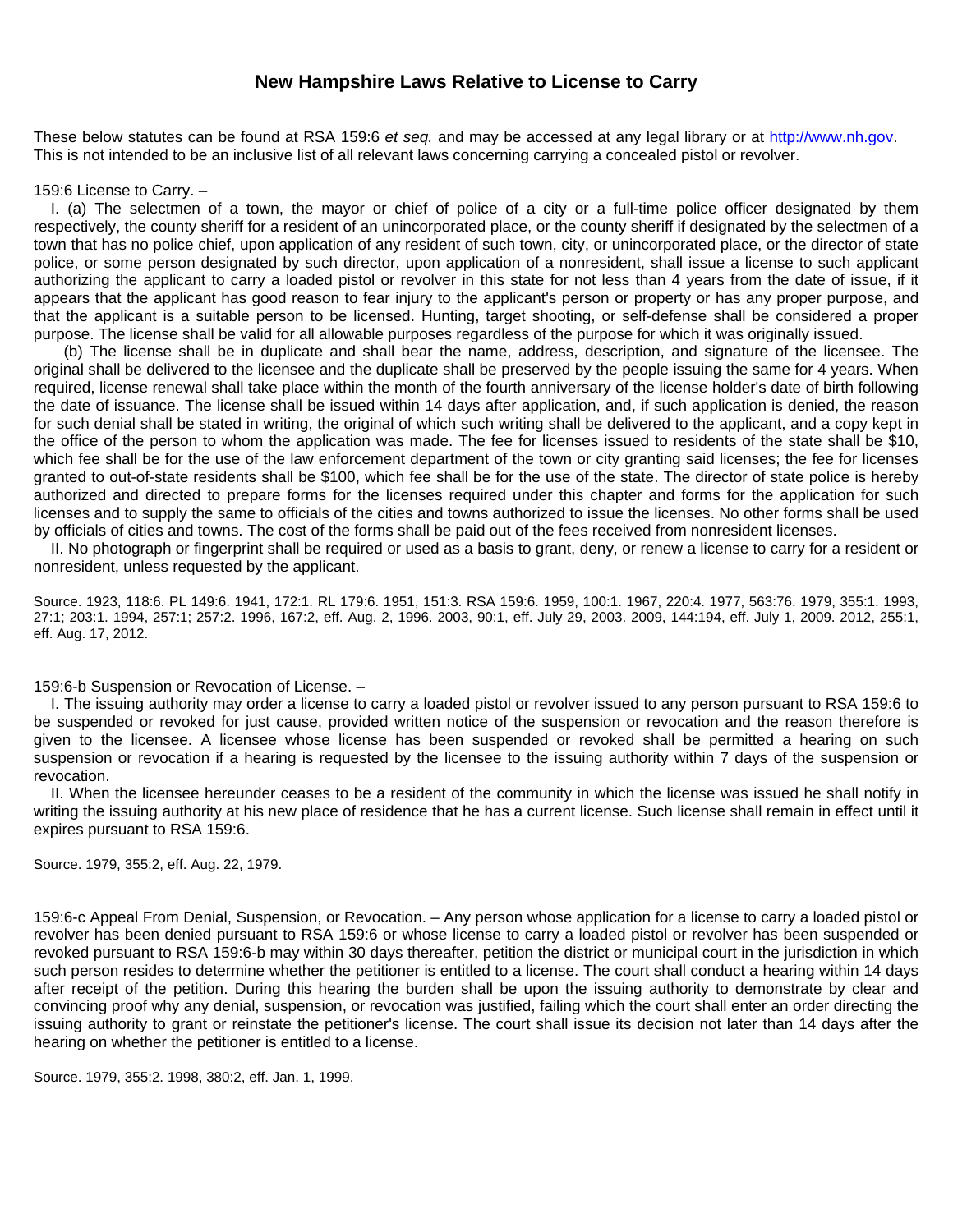# New Hampshire Laws Relative to License to Carry

These below statutes can be found at RSA 159:6 *et seq.* and may be accessed at any legal library or at http://www.nh.gov. This is not intended to be an inclusive list of all relevant laws concerning carrying a concealed pistol or revolver.

159:6 License to Carry. –

I. (a) The selectmen of a town, the mayor or chief of police of a city or a full-time police officer designated by them respectively, the county sheriff for a resident of an unincorporated place, or the county sheriff if designated by the selectmen of a town that has no police chief, upon application of any resident of such town, city, or unincorporated place, or the director of state police, or some person designated by such director, upon application of a nonresident, shall issue a license to such applicant authorizing the applicant to carry a loaded pistol or revolver in this state for not less than 4 years from the date of issue, if it appears that the applicant has good reason to fear injury to the applicant's person or property or has any proper purpose, and that the applicant is a suitable person to be licensed. Hunting, target shooting, or self-defense shall be considered a proper purpose. The license shall be valid for all allowable purposes regardless of the purpose for which it was originally issued.

(b) The license shall be in duplicate and shall bear the name, address, description, and signature of the licensee. The original shall be delivered to the licensee and the duplicate shall be preserved by the people issuing the same for 4 years. When required, license renewal shall take place within the month of the fourth anniversary of the license holder's date of birth following the date of issuance. The license shall be issued within 14 days after application, and, if such application is denied, the reason for such denial shall be stated in writing, the original of which such writing shall be delivered to the applicant, and a copy kept in the office of the person to whom the application was made. The fee for licenses issued to residents of the state shall be $10, which fee shall be for the use of the law enforcement department of the town or city granting said licenses; the fee for licenses granted to out-of-state residents shall be $100, which fee shall be for the use of the state. The director of state police is hereby authorized and directed to prepare forms for the licenses required under this chapter and forms for the application for such licenses and to supply the same to officials of the cities and towns authorized to issue the licenses. No other forms shall be used by officials of cities and towns. The cost of the forms shall be paid out of the fees received from nonresident licenses.

II. No photograph or fingerprint shall be required or used as a basis to grant, deny, or renew a license to carry for a resident or nonresident, unless requested by the applicant.

Source. 1923, 118:6. PL 149:6. 1941, 172:1. RL 179:6. 1951, 151:3. RSA 159:6. 1959, 100:1. 1967, 220:4. 1977, 563:76. 1979, 355:1. 1993, 27:1; 203:1. 1994, 257:1; 257:2. 1996, 167:2, eff. Aug. 2, 1996. 2003, 90:1, eff. July 29, 2003. 2009, 144:194, eff. July 1, 2009. 2012, 255:1, eff. Aug. 17, 2012.

159:6-b Suspension or Revocation of License. –

I. The issuing authority may order a license to carry a loaded pistol or revolver issued to any person pursuant to RSA 159:6 to be suspended or revoked for just cause, provided written notice of the suspension or revocation and the reason therefore is given to the licensee. A licensee whose license has been suspended or revoked shall be permitted a hearing on such suspension or revocation if a hearing is requested by the licensee to the issuing authority within 7 days of the suspension or revocation.

II. When the licensee hereunder ceases to be a resident of the community in which the license was issued he shall notify in writing the issuing authority at his new place of residence that he has a current license. Such license shall remain in effect until it expires pursuant to RSA 159:6.

Source. 1979, 355:2, eff. Aug. 22, 1979.

159:6-c Appeal From Denial, Suspension, or Revocation. – Any person whose application for a license to carry a loaded pistol or revolver has been denied pursuant to RSA 159:6 or whose license to carry a loaded pistol or revolver has been suspended or revoked pursuant to RSA 159:6-b may within 30 days thereafter, petition the district or municipal court in the jurisdiction in which such person resides to determine whether the petitioner is entitled to a license. The court shall conduct a hearing within 14 days after receipt of the petition. During this hearing the burden shall be upon the issuing authority to demonstrate by clear and convincing proof why any denial, suspension, or revocation was justified, failing which the court shall enter an order directing the issuing authority to grant or reinstate the petitioner's license. The court shall issue its decision not later than 14 days after the hearing on whether the petitioner is entitled to a license.

Source. 1979, 355:2. 1998, 380:2, eff. Jan. 1, 1999.